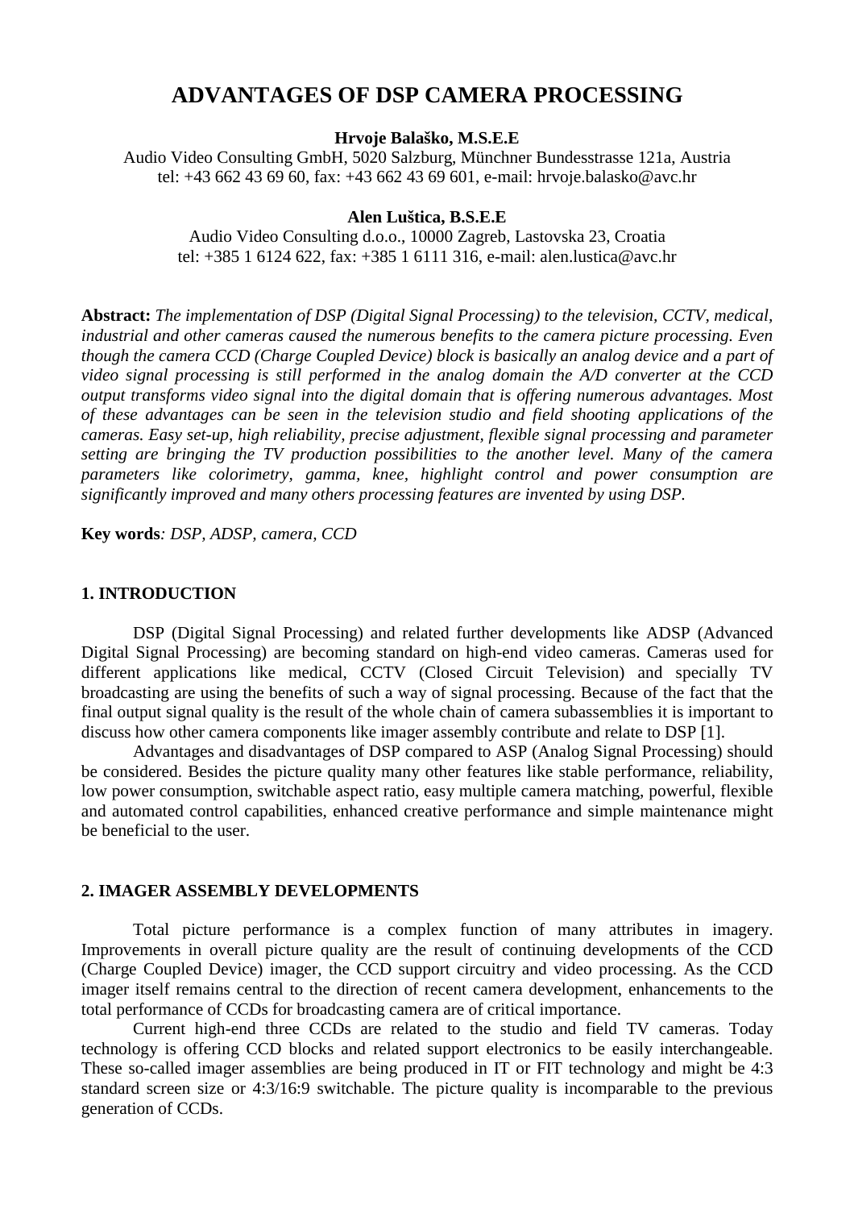# ADVANTAGES OF DSP CAMERA PROCESSING

**Hrvoje Balaško, M.S.E.E**

Audio Video Consulting GmbH, 5020 Salzburg, Münchner Bundesstrasse 121a, Austria
tel: +43 662 43 69 60, fax: +43 662 43 69 601, e-mail: hrvoje.balasko@avc.hr

**Alen Luštica, B.S.E.E**

Audio Video Consulting d.o.o., 10000 Zagreb, Lastovska 23, Croatia
tel: +385 1 6124 622, fax: +385 1 6111 316, e-mail: alen.lustica@avc.hr

**Abstract:** *The implementation of DSP (Digital Signal Processing) to the television, CCTV, medical, industrial and other cameras caused the numerous benefits to the camera picture processing. Even though the camera CCD (Charge Coupled Device) block is basically an analog device and a part of video signal processing is still performed in the analog domain the A/D converter at the CCD output transforms video signal into the digital domain that is offering numerous advantages. Most of these advantages can be seen in the television studio and field shooting applications of the cameras. Easy set-up, high reliability, precise adjustment, flexible signal processing and parameter setting are bringing the TV production possibilities to the another level. Many of the camera parameters like colorimetry, gamma, knee, highlight control and power consumption are significantly improved and many others processing features are invented by using DSP.*

**Key words***: DSP, ADSP, camera, CCD*

## 1. INTRODUCTION

DSP (Digital Signal Processing) and related further developments like ADSP (Advanced Digital Signal Processing) are becoming standard on high-end video cameras. Cameras used for different applications like medical, CCTV (Closed Circuit Television) and specially TV broadcasting are using the benefits of such a way of signal processing. Because of the fact that the final output signal quality is the result of the whole chain of camera subassemblies it is important to discuss how other camera components like imager assembly contribute and relate to DSP [1].

Advantages and disadvantages of DSP compared to ASP (Analog Signal Processing) should be considered. Besides the picture quality many other features like stable performance, reliability, low power consumption, switchable aspect ratio, easy multiple camera matching, powerful, flexible and automated control capabilities, enhanced creative performance and simple maintenance might be beneficial to the user.

## 2. IMAGER ASSEMBLY DEVELOPMENTS

Total picture performance is a complex function of many attributes in imagery. Improvements in overall picture quality are the result of continuing developments of the CCD (Charge Coupled Device) imager, the CCD support circuitry and video processing. As the CCD imager itself remains central to the direction of recent camera development, enhancements to the total performance of CCDs for broadcasting camera are of critical importance.

Current high-end three CCDs are related to the studio and field TV cameras. Today technology is offering CCD blocks and related support electronics to be easily interchangeable. These so-called imager assemblies are being produced in IT or FIT technology and might be 4:3 standard screen size or 4:3/16:9 switchable. The picture quality is incomparable to the previous generation of CCDs.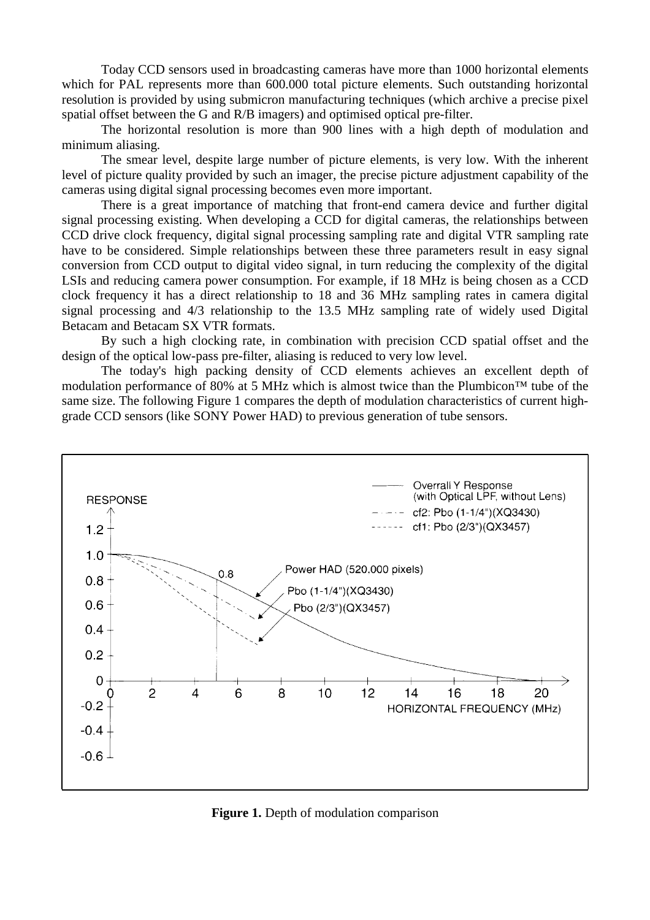Today CCD sensors used in broadcasting cameras have more than 1000 horizontal elements which for PAL represents more than 600.000 total picture elements. Such outstanding horizontal resolution is provided by using submicron manufacturing techniques (which archive a precise pixel spatial offset between the G and R/B imagers) and optimised optical pre-filter.

The horizontal resolution is more than 900 lines with a high depth of modulation and minimum aliasing.

The smear level, despite large number of picture elements, is very low. With the inherent level of picture quality provided by such an imager, the precise picture adjustment capability of the cameras using digital signal processing becomes even more important.

There is a great importance of matching that front-end camera device and further digital signal processing existing. When developing a CCD for digital cameras, the relationships between CCD drive clock frequency, digital signal processing sampling rate and digital VTR sampling rate have to be considered. Simple relationships between these three parameters result in easy signal conversion from CCD output to digital video signal, in turn reducing the complexity of the digital LSIs and reducing camera power consumption. For example, if 18 MHz is being chosen as a CCD clock frequency it has a direct relationship to 18 and 36 MHz sampling rates in camera digital signal processing and 4/3 relationship to the 13.5 MHz sampling rate of widely used Digital Betacam and Betacam SX VTR formats.

By such a high clocking rate, in combination with precision CCD spatial offset and the design of the optical low-pass pre-filter, aliasing is reduced to very low level.

The today's high packing density of CCD elements achieves an excellent depth of modulation performance of 80% at 5 MHz which is almost twice than the Plumbicon™ tube of the same size. The following Figure 1 compares the depth of modulation characteristics of current high-grade CCD sensors (like SONY Power HAD) to previous generation of tube sensors.

**Figure 1.** Depth of modulation comparison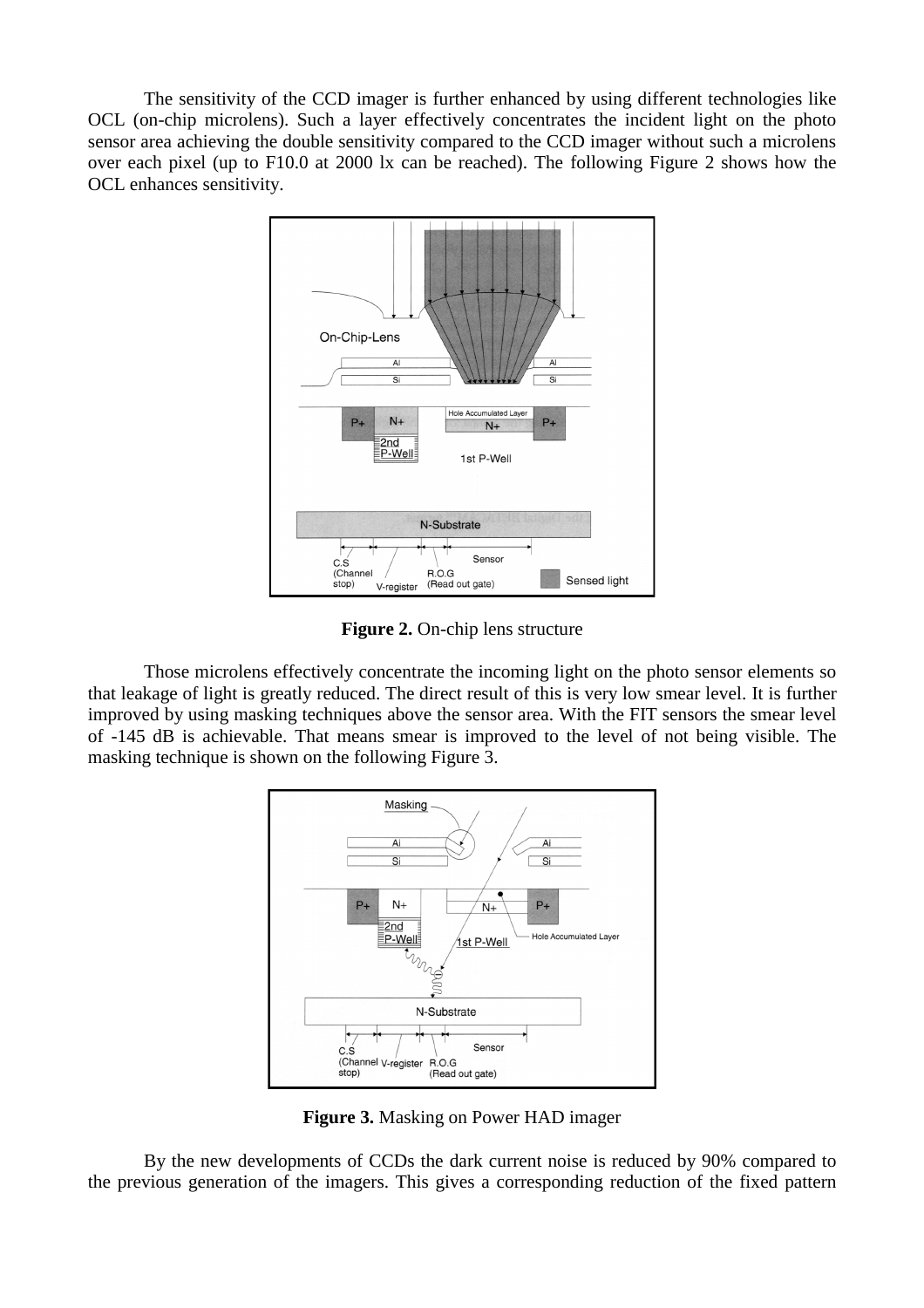The sensitivity of the CCD imager is further enhanced by using different technologies like OCL (on-chip microlens). Such a layer effectively concentrates the incident light on the photo sensor area achieving the double sensitivity compared to the CCD imager without such a microlens over each pixel (up to F10.0 at 2000 lx can be reached). The following Figure 2 shows how the OCL enhances sensitivity.

**Figure 2.** On-chip lens structure

Those microlens effectively concentrate the incoming light on the photo sensor elements so that leakage of light is greatly reduced. The direct result of this is very low smear level. It is further improved by using masking techniques above the sensor area. With the FIT sensors the smear level of -145 dB is achievable. That means smear is improved to the level of not being visible. The masking technique is shown on the following Figure 3.

**Figure 3.** Masking on Power HAD imager

By the new developments of CCDs the dark current noise is reduced by 90% compared to the previous generation of the imagers. This gives a corresponding reduction of the fixed pattern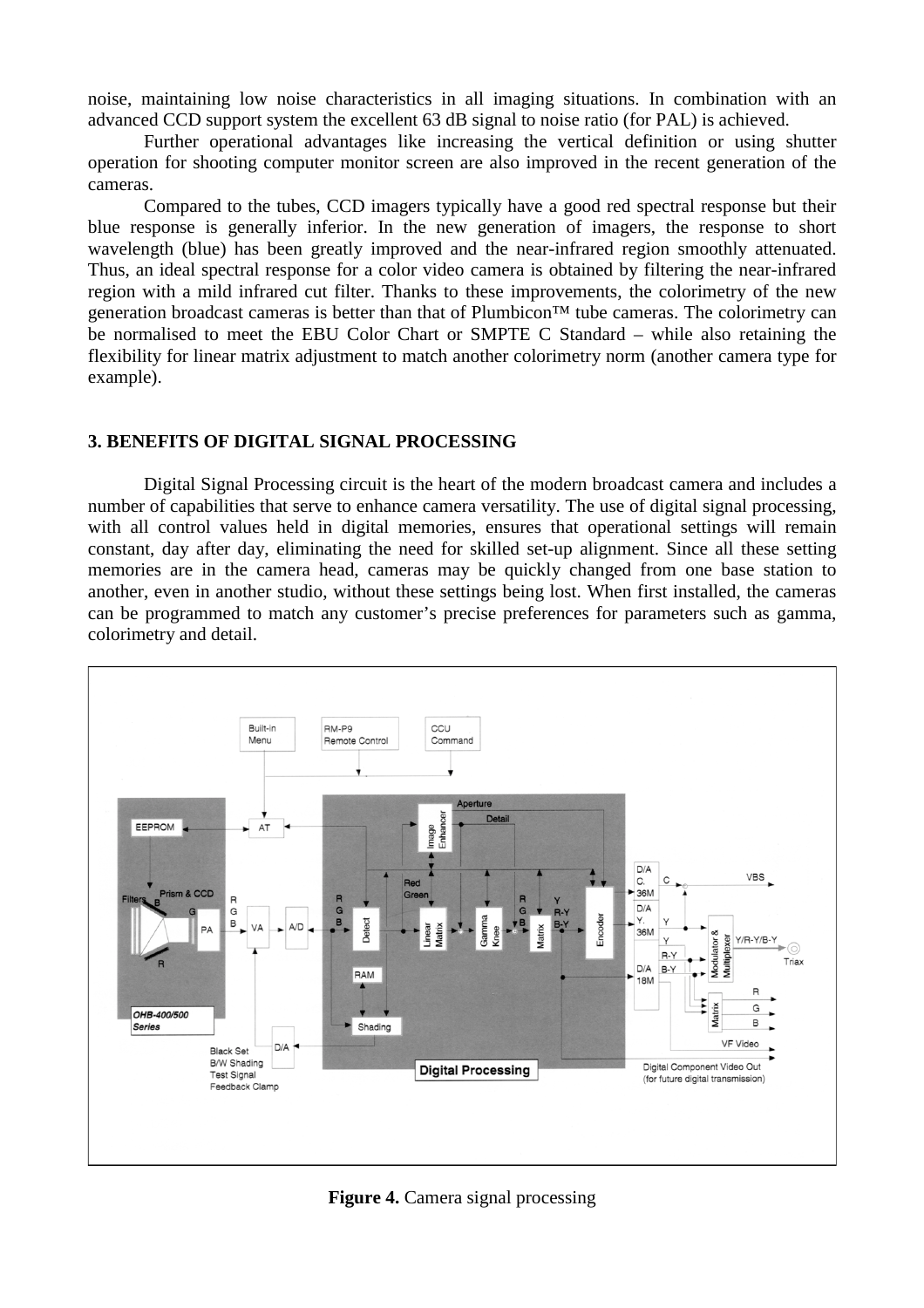noise, maintaining low noise characteristics in all imaging situations. In combination with an advanced CCD support system the excellent 63 dB signal to noise ratio (for PAL) is achieved.

Further operational advantages like increasing the vertical definition or using shutter operation for shooting computer monitor screen are also improved in the recent generation of the cameras.

Compared to the tubes, CCD imagers typically have a good red spectral response but their blue response is generally inferior. In the new generation of imagers, the response to short wavelength (blue) has been greatly improved and the near-infrared region smoothly attenuated. Thus, an ideal spectral response for a color video camera is obtained by filtering the near-infrared region with a mild infrared cut filter. Thanks to these improvements, the colorimetry of the new generation broadcast cameras is better than that of Plumbicon™ tube cameras. The colorimetry can be normalised to meet the EBU Color Chart or SMPTE C Standard – while also retaining the flexibility for linear matrix adjustment to match another colorimetry norm (another camera type for example).

### 3. BENEFITS OF DIGITAL SIGNAL PROCESSING

Digital Signal Processing circuit is the heart of the modern broadcast camera and includes a number of capabilities that serve to enhance camera versatility. The use of digital signal processing, with all control values held in digital memories, ensures that operational settings will remain constant, day after day, eliminating the need for skilled set-up alignment. Since all these setting memories are in the camera head, cameras may be quickly changed from one base station to another, even in another studio, without these settings being lost. When first installed, the cameras can be programmed to match any customer's precise preferences for parameters such as gamma, colorimetry and detail.

**Figure 4.** Camera signal processing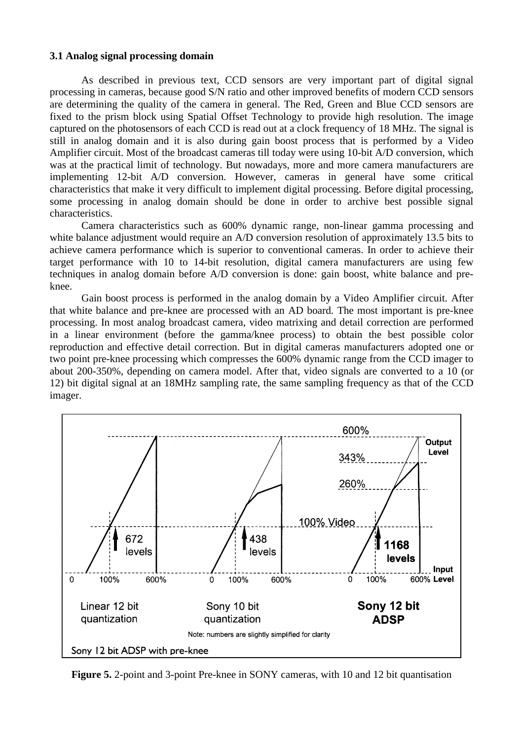### 3.1 Analog signal processing domain

As described in previous text, CCD sensors are very important part of digital signal processing in cameras, because good S/N ratio and other improved benefits of modern CCD sensors are determining the quality of the camera in general. The Red, Green and Blue CCD sensors are fixed to the prism block using Spatial Offset Technology to provide high resolution. The image captured on the photosensors of each CCD is read out at a clock frequency of 18 MHz. The signal is still in analog domain and it is also during gain boost process that is performed by a Video Amplifier circuit. Most of the broadcast cameras till today were using 10-bit A/D conversion, which was at the practical limit of technology. But nowadays, more and more camera manufacturers are implementing 12-bit A/D conversion. However, cameras in general have some critical characteristics that make it very difficult to implement digital processing. Before digital processing, some processing in analog domain should be done in order to archive best possible signal characteristics.

Camera characteristics such as 600% dynamic range, non-linear gamma processing and white balance adjustment would require an A/D conversion resolution of approximately 13.5 bits to achieve camera performance which is superior to conventional cameras. In order to achieve their target performance with 10 to 14-bit resolution, digital camera manufacturers are using few techniques in analog domain before A/D conversion is done: gain boost, white balance and pre-knee.

Gain boost process is performed in the analog domain by a Video Amplifier circuit. After that white balance and pre-knee are processed with an AD board. The most important is pre-knee processing. In most analog broadcast camera, video matrixing and detail correction are performed in a linear environment (before the gamma/knee process) to obtain the best possible color reproduction and effective detail correction. But in digital cameras manufacturers adopted one or two point pre-knee processing which compresses the 600% dynamic range from the CCD imager to about 200-350%, depending on camera model. After that, video signals are converted to a 10 (or 12) bit digital signal at an 18MHz sampling rate, the same sampling frequency as that of the CCD imager.

**Figure 5.** 2-point and 3-point Pre-knee in SONY cameras, with 10 and 12 bit quantisation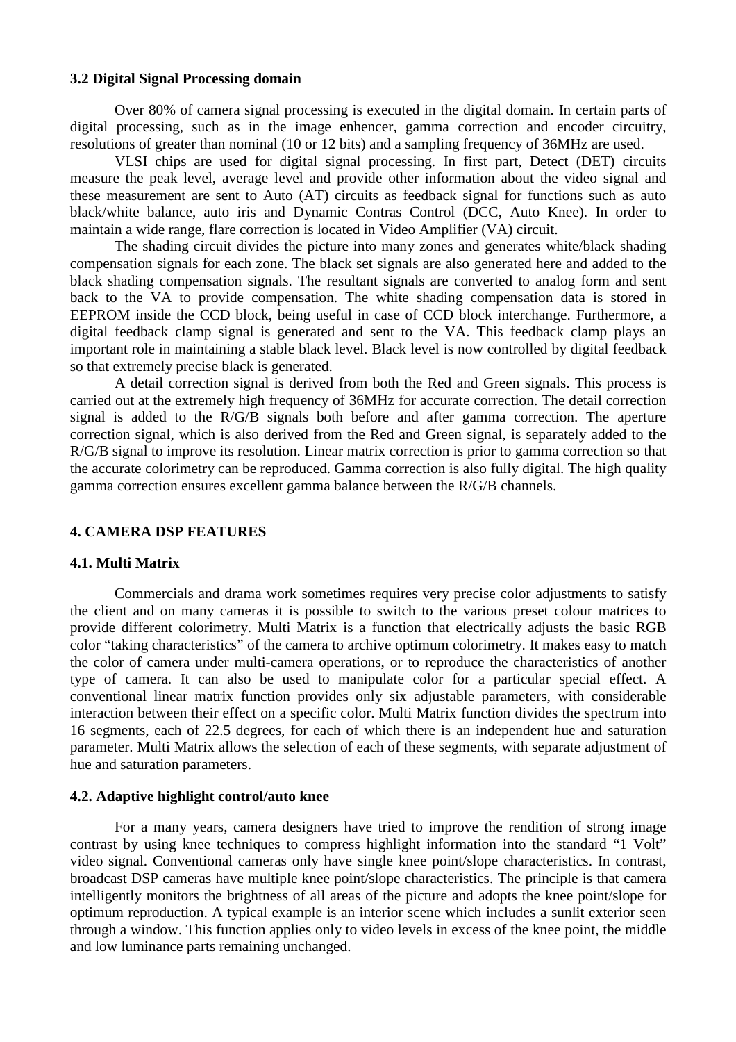### 3.2 Digital Signal Processing domain

Over 80% of camera signal processing is executed in the digital domain. In certain parts of digital processing, such as in the image enhencer, gamma correction and encoder circuitry, resolutions of greater than nominal (10 or 12 bits) and a sampling frequency of 36MHz are used.

VLSI chips are used for digital signal processing. In first part, Detect (DET) circuits measure the peak level, average level and provide other information about the video signal and these measurement are sent to Auto (AT) circuits as feedback signal for functions such as auto black/white balance, auto iris and Dynamic Contras Control (DCC, Auto Knee). In order to maintain a wide range, flare correction is located in Video Amplifier (VA) circuit.

The shading circuit divides the picture into many zones and generates white/black shading compensation signals for each zone. The black set signals are also generated here and added to the black shading compensation signals. The resultant signals are converted to analog form and sent back to the VA to provide compensation. The white shading compensation data is stored in EEPROM inside the CCD block, being useful in case of CCD block interchange. Furthermore, a digital feedback clamp signal is generated and sent to the VA. This feedback clamp plays an important role in maintaining a stable black level. Black level is now controlled by digital feedback so that extremely precise black is generated.

A detail correction signal is derived from both the Red and Green signals. This process is carried out at the extremely high frequency of 36MHz for accurate correction. The detail correction signal is added to the R/G/B signals both before and after gamma correction. The aperture correction signal, which is also derived from the Red and Green signal, is separately added to the R/G/B signal to improve its resolution. Linear matrix correction is prior to gamma correction so that the accurate colorimetry can be reproduced. Gamma correction is also fully digital. The high quality gamma correction ensures excellent gamma balance between the R/G/B channels.

## 4. CAMERA DSP FEATURES

### 4.1. Multi Matrix

Commercials and drama work sometimes requires very precise color adjustments to satisfy the client and on many cameras it is possible to switch to the various preset colour matrices to provide different colorimetry. Multi Matrix is a function that electrically adjusts the basic RGB color "taking characteristics" of the camera to archive optimum colorimetry. It makes easy to match the color of camera under multi-camera operations, or to reproduce the characteristics of another type of camera. It can also be used to manipulate color for a particular special effect. A conventional linear matrix function provides only six adjustable parameters, with considerable interaction between their effect on a specific color. Multi Matrix function divides the spectrum into 16 segments, each of 22.5 degrees, for each of which there is an independent hue and saturation parameter. Multi Matrix allows the selection of each of these segments, with separate adjustment of hue and saturation parameters.

### 4.2. Adaptive highlight control/auto knee

For a many years, camera designers have tried to improve the rendition of strong image contrast by using knee techniques to compress highlight information into the standard "1 Volt" video signal. Conventional cameras only have single knee point/slope characteristics. In contrast, broadcast DSP cameras have multiple knee point/slope characteristics. The principle is that camera intelligently monitors the brightness of all areas of the picture and adopts the knee point/slope for optimum reproduction. A typical example is an interior scene which includes a sunlit exterior seen through a window. This function applies only to video levels in excess of the knee point, the middle and low luminance parts remaining unchanged.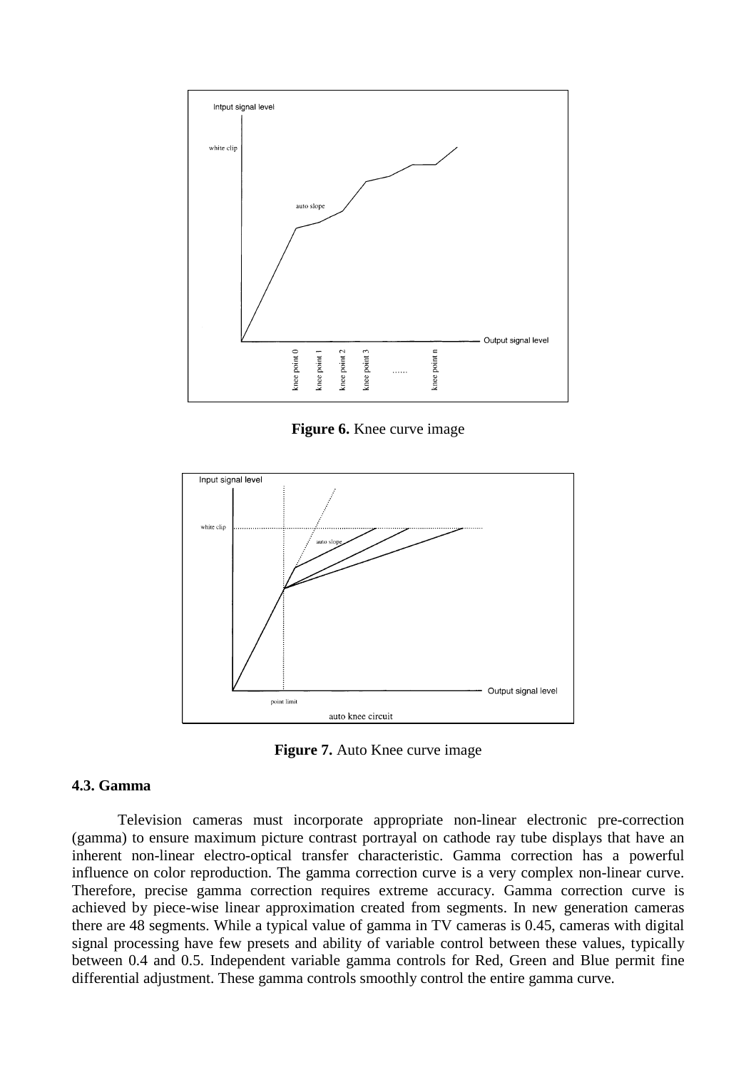**Figure 6.** Knee curve image

**Figure 7.** Auto Knee curve image

### 4.3. Gamma

Television cameras must incorporate appropriate non-linear electronic pre-correction (gamma) to ensure maximum picture contrast portrayal on cathode ray tube displays that have an inherent non-linear electro-optical transfer characteristic. Gamma correction has a powerful influence on color reproduction. The gamma correction curve is a very complex non-linear curve. Therefore, precise gamma correction requires extreme accuracy. Gamma correction curve is achieved by piece-wise linear approximation created from segments. In new generation cameras there are 48 segments. While a typical value of gamma in TV cameras is 0.45, cameras with digital signal processing have few presets and ability of variable control between these values, typically between 0.4 and 0.5. Independent variable gamma controls for Red, Green and Blue permit fine differential adjustment. These gamma controls smoothly control the entire gamma curve.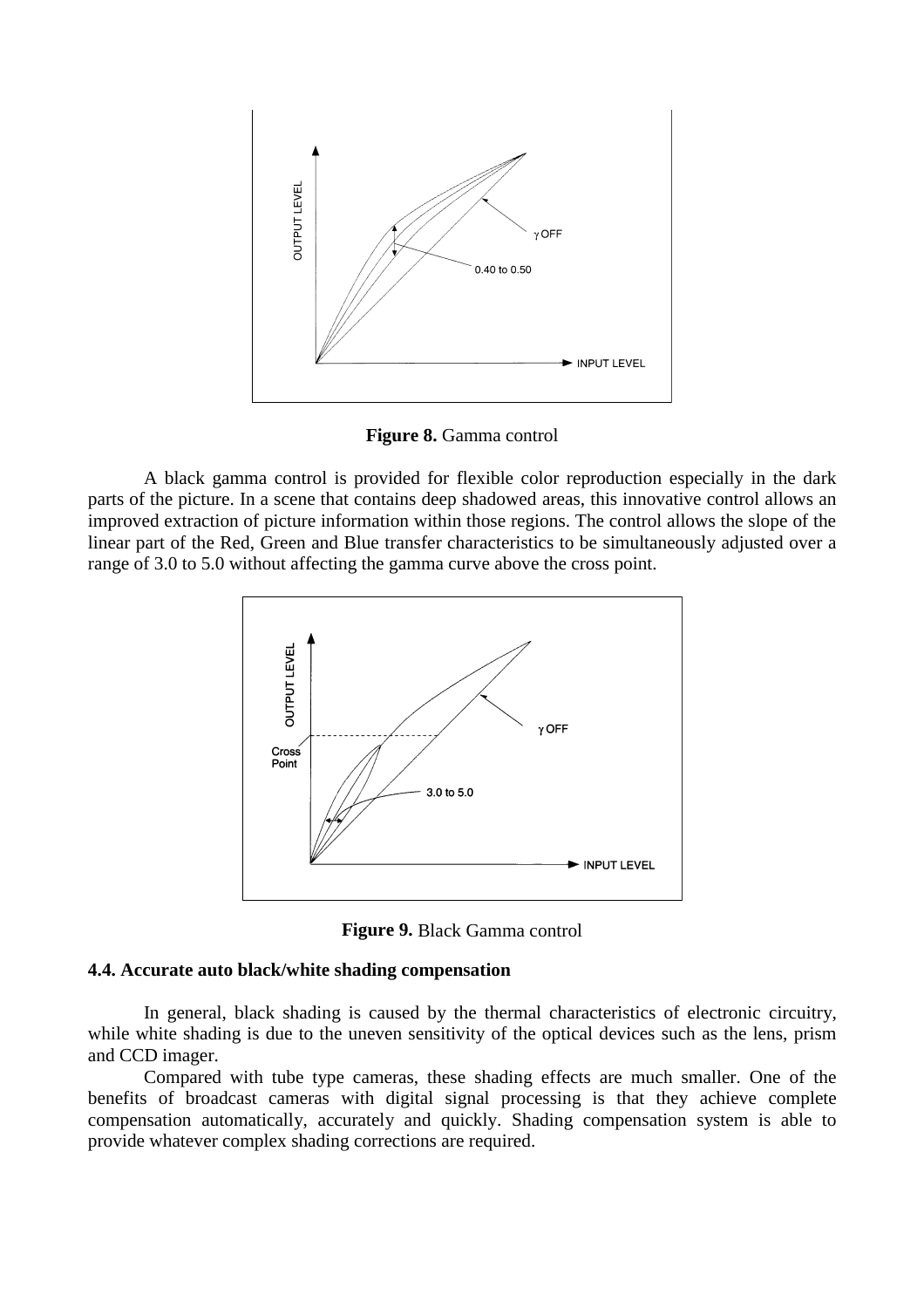**Figure 8.** Gamma control

A black gamma control is provided for flexible color reproduction especially in the dark parts of the picture. In a scene that contains deep shadowed areas, this innovative control allows an improved extraction of picture information within those regions. The control allows the slope of the linear part of the Red, Green and Blue transfer characteristics to be simultaneously adjusted over a range of 3.0 to 5.0 without affecting the gamma curve above the cross point.

**Figure 9.** Black Gamma control

### 4.4. Accurate auto black/white shading compensation

In general, black shading is caused by the thermal characteristics of electronic circuitry, while white shading is due to the uneven sensitivity of the optical devices such as the lens, prism and CCD imager.

Compared with tube type cameras, these shading effects are much smaller. One of the benefits of broadcast cameras with digital signal processing is that they achieve complete compensation automatically, accurately and quickly. Shading compensation system is able to provide whatever complex shading corrections are required.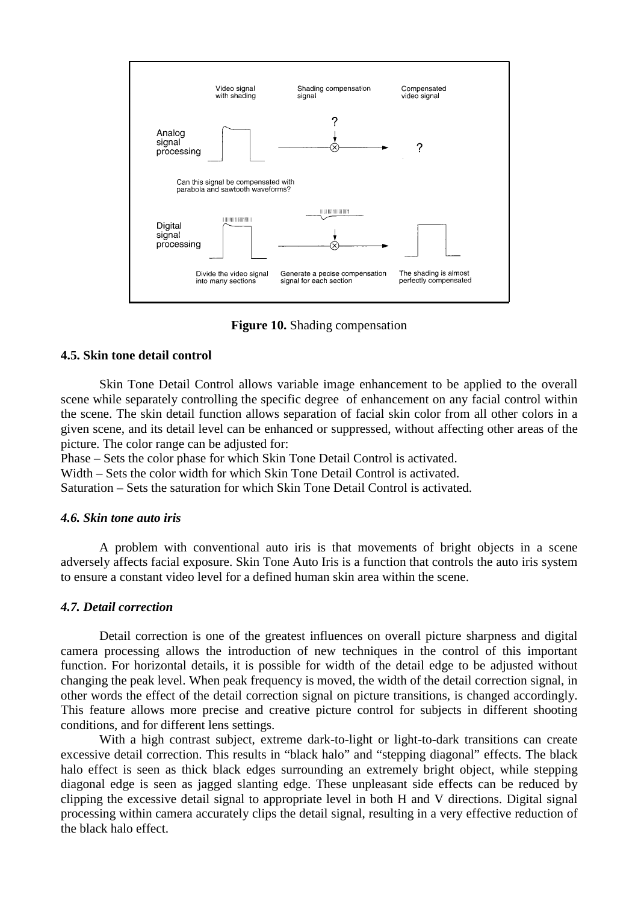Figure 10. Shading compensation

### 4.5. Skin tone detail control

Skin Tone Detail Control allows variable image enhancement to be applied to the overall scene while separately controlling the specific degree of enhancement on any facial control within the scene. The skin detail function allows separation of facial skin color from all other colors in a given scene, and its detail level can be enhanced or suppressed, without affecting other areas of the picture. The color range can be adjusted for:

Phase – Sets the color phase for which Skin Tone Detail Control is activated.
Width – Sets the color width for which Skin Tone Detail Control is activated.
Saturation – Sets the saturation for which Skin Tone Detail Control is activated.

### *4.6. Skin tone auto iris*

A problem with conventional auto iris is that movements of bright objects in a scene adversely affects facial exposure. Skin Tone Auto Iris is a function that controls the auto iris system to ensure a constant video level for a defined human skin area within the scene.

### *4.7. Detail correction*

Detail correction is one of the greatest influences on overall picture sharpness and digital camera processing allows the introduction of new techniques in the control of this important function. For horizontal details, it is possible for width of the detail edge to be adjusted without changing the peak level. When peak frequency is moved, the width of the detail correction signal, in other words the effect of the detail correction signal on picture transitions, is changed accordingly. This feature allows more precise and creative picture control for subjects in different shooting conditions, and for different lens settings.

With a high contrast subject, extreme dark-to-light or light-to-dark transitions can create excessive detail correction. This results in "black halo" and "stepping diagonal" effects. The black halo effect is seen as thick black edges surrounding an extremely bright object, while stepping diagonal edge is seen as jagged slanting edge. These unpleasant side effects can be reduced by clipping the excessive detail signal to appropriate level in both H and V directions. Digital signal processing within camera accurately clips the detail signal, resulting in a very effective reduction of the black halo effect.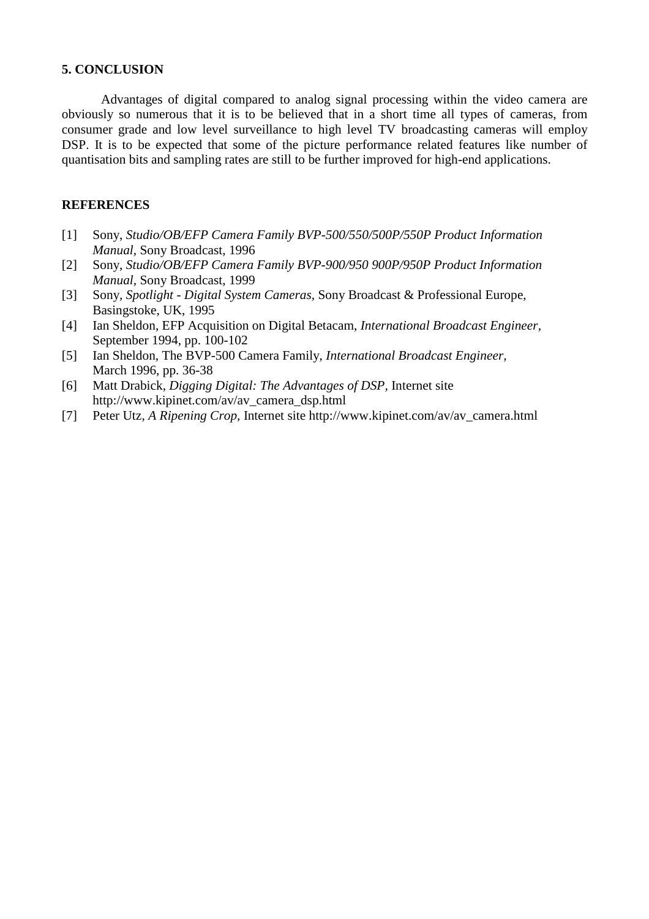## 5. CONCLUSION

Advantages of digital compared to analog signal processing within the video camera are obviously so numerous that it is to be believed that in a short time all types of cameras, from consumer grade and low level surveillance to high level TV broadcasting cameras will employ DSP. It is to be expected that some of the picture performance related features like number of quantisation bits and sampling rates are still to be further improved for high-end applications.

## REFERENCES

[1] Sony, *Studio/OB/EFP Camera Family BVP-500/550/500P/550P Product Information Manual*, Sony Broadcast, 1996

[2] Sony, *Studio/OB/EFP Camera Family BVP-900/950 900P/950P Product Information Manual*, Sony Broadcast, 1999

[3] Sony, *Spotlight - Digital System Cameras*, Sony Broadcast & Professional Europe, Basingstoke, UK, 1995

[4] Ian Sheldon, EFP Acquisition on Digital Betacam, *International Broadcast Engineer*, September 1994, pp. 100-102

[5] Ian Sheldon, The BVP-500 Camera Family, *International Broadcast Engineer*, March 1996, pp. 36-38

[6] Matt Drabick, *Digging Digital: The Advantages of DSP*, Internet site http://www.kipinet.com/av/av_camera_dsp.html

[7] Peter Utz, *A Ripening Crop*, Internet site http://www.kipinet.com/av/av_camera.html